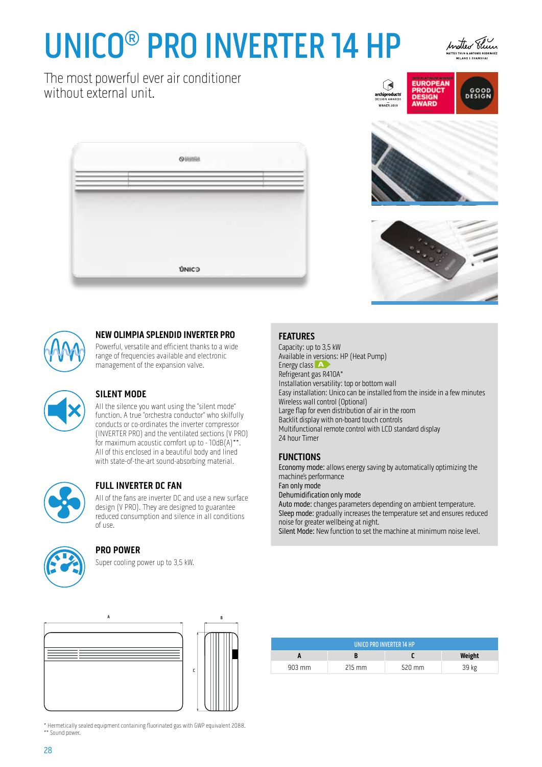# UNICO® PRO INVERTER 14 HP

The most powerful ever air conditioner without external unit.

### NEW OLIMPIA SPLENDID INVERTER PRO

Powerful, versatile and efficient thanks to a wide range of frequencies available and electronic management of the expansion valve.

### SILENT MODE

All the silence you want using the "silent mode" function. A true "orchestra conductor" who skilfully conducts or co-ordinates the inverter compressor (INVERTER PRO) and the ventilated sections (V PRO) for maximum acoustic comfort up to - 10dB(A)**. All of this enclosed in a beautiful body and lined with state-of-the-art sound-absorbing material.

### FULL INVERTER DC FAN

All of the fans are inverter DC and use a new surface design (V PRO). They are designed to guarantee reduced consumption and silence in all conditions of use.

### PRO POWER

Super cooling power up to 3,5 kW.

## FEATURES

Capacity: up to 3,5 kW
Available in versions: HP (Heat Pump)
Energy class A
Refrigerant gas R410A*
Installation versatility: top or bottom wall
Easy installation: Unico can be installed from the inside in a few minutes
Wireless wall control (Optional)
Large flap for even distribution of air in the room
Backlit display with on-board touch controls
Multifunctional remote control with LCD standard display
24 hour Timer

## FUNCTIONS

**Economy mode:** allows energy saving by automatically optimizing the machine's performance
**Fan only mode**
**Dehumidification only mode**
**Auto mode:** changes parameters depending on ambient temperature.
**Sleep mode:** gradually increases the temperature set and ensures reduced noise for greater wellbeing at night.
**Silent Mode:** New function to set the machine at minimum noise level.

| UNICO PRO INVERTER 14 HP | | | |
|---|---|---|---|
| A | B | C | Weight |
| 903 mm | 215 mm | 520 mm | 39 kg |

\* Hermetically sealed equipment containing fluorinated gas with GWP equivalent 2088.
** Sound power.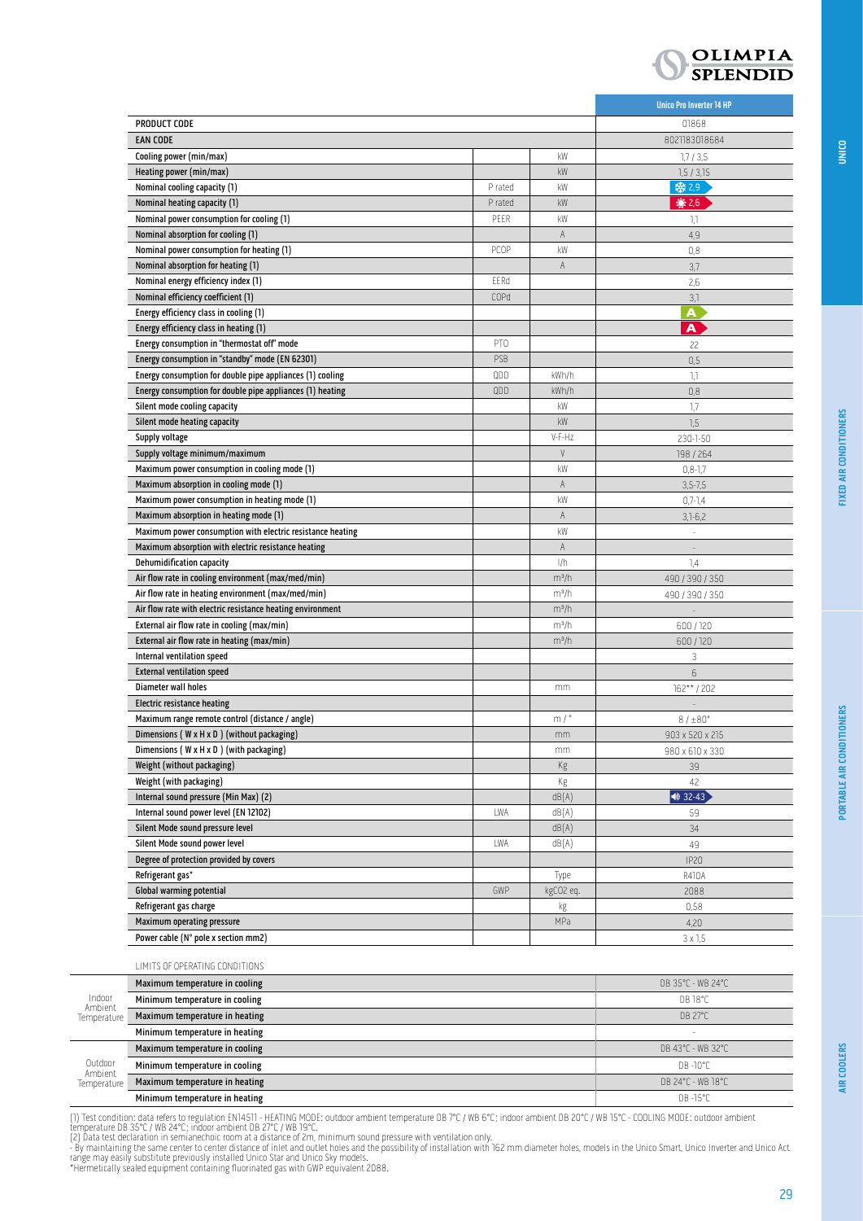| | | | Unico Pro Inverter 14 HP |
|---|---|---|---|
| PRODUCT CODE | | | 01868 |
| EAN CODE | | | 8021183018684 |
| Cooling power (min/max) | | kW | 1,7 / 3,5 |
| Heating power (min/max) | | kW | 1,5 / 3,15 |
| Nominal cooling capacity (1) | P rated | kW | 2,9 |
| Nominal heating capacity (1) | P rated | kW | 2,6 |
| Nominal power consumption for cooling (1) | PEER | kW | 1,1 |
| Nominal absorption for cooling (1) | | A | 4,9 |
| Nominal power consumption for heating (1) | PCOP | kW | 0,8 |
| Nominal absorption for heating (1) | | A | 3,7 |
| Nominal energy efficiency index (1) | EERd | | 2,6 |
| Nominal efficiency coefficient (1) | COPd | | 3,1 |
| Energy efficiency class in cooling (1) | | | A |
| Energy efficiency class in heating (1) | | | A |
| Energy consumption in "thermostat off" mode | PTO | | 22 |
| Energy consumption in "standby" mode (EN 62301) | PSB | | 0,5 |
| Energy consumption for double pipe appliances (1) cooling | QDD | kWh/h | 1,1 |
| Energy consumption for double pipe appliances (1) heating | QDD | kWh/h | 0,8 |
| Silent mode cooling capacity | | kW | 1,7 |
| Silent mode heating capacity | | kW | 1,5 |
| Supply voltage | | V-F-Hz | 230-1-50 |
| Supply voltage minimum/maximum | | V | 198 / 264 |
| Maximum power consumption in cooling mode (1) | | kW | 0,8-1,7 |
| Maximum absorption in cooling mode (1) | | A | 3,5-7,5 |
| Maximum power consumption in heating mode (1) | | kW | 0,7-1,4 |
| Maximum absorption in heating mode (1) | | A | 3,1-6,2 |
| Maximum power consumption with electric resistance heating | | kW | - |
| Maximum absorption with electric resistance heating | | A | - |
| Dehumidification capacity | | l/h | 1,4 |
| Air flow rate in cooling environment (max/med/min) | | m³/h | 490 / 390 / 350 |
| Air flow rate in heating environment (max/med/min) | | m³/h | 490 / 390 / 350 |
| Air flow rate with electric resistance heating environment | | m³/h | - |
| External air flow rate in cooling (max/min) | | m³/h | 600 / 120 |
| External air flow rate in heating (max/min) | | m³/h | 600 / 120 |
| Internal ventilation speed | | | 3 |
| External ventilation speed | | | 6 |
| Diameter wall holes | | mm | 162** / 202 |
| Electric resistance heating | | | - |
| Maximum range remote control (distance / angle) | | m / ° | 8 / ±80° |
| Dimensions ( W x H x D ) (without packaging) | | mm | 903 x 520 x 215 |
| Dimensions ( W x H x D ) (with packaging) | | mm | 980 x 610 x 330 |
| Weight (without packaging) | | Kg | 39 |
| Weight (with packaging) | | Kg | 42 |
| Internal sound pressure (Min Max) (2) | | dB(A) | 32-43 |
| Internal sound power level (EN 12102) | LWA | dB(A) | 59 |
| Silent Mode sound pressure level | | dB(A) | 34 |
| Silent Mode sound power level | LWA | dB(A) | 49 |
| Degree of protection provided by covers | | | IP20 |
| Refrigerant gas* | | Type | R410A |
| Global warming potential | GWP | kgCO2 eq. | 2088 |
| Refrigerant gas charge | | kg | 0,58 |
| Maximum operating pressure | | MPa | 4,20 |
| Power cable (N° pole x section mm2) | | | 3 x 1,5 |

LIMITS OF OPERATING CONDITIONS

| | | |
|---|---|---|
| Indoor Ambient Temperature | Maximum temperature in cooling | DB 35°C - WB 24°C |
| | Minimum temperature in cooling | DB 18°C |
| | Maximum temperature in heating | DB 27°C |
| | Minimum temperature in heating | - |
| Outdoor Ambient Temperature | Maximum temperature in cooling | DB 43°C - WB 32°C |
| | Minimum temperature in cooling | DB -10°C |
| | Maximum temperature in heating | DB 24°C - WB 18°C |
| | Minimum temperature in heating | DB -15°C |

(1) Test condition: data refers to regulation EN14511 - HEATING MODE: outdoor ambient temperature DB 7°C / WB 6°C; indoor ambient DB 20°C / WB 15°C - COOLING MODE: outdoor ambient temperature DB 35°C / WB 24°C; indoor ambient DB 27°C / WB 19°C.
(2) Data test declaration in semianechoic room at a distance of 2m, minimum sound pressure with ventilation only.
- By maintaining the same center to center distance of inlet and outlet holes and the possibility of installation with 162 mm diameter holes, models in the Unico Smart, Unico Inverter and Unico Act range may easily substitute previously installed Unico Star and Unico Sky models.
*Hermetically sealed equipment containing fluorinated gas with GWP equivalent 2088.